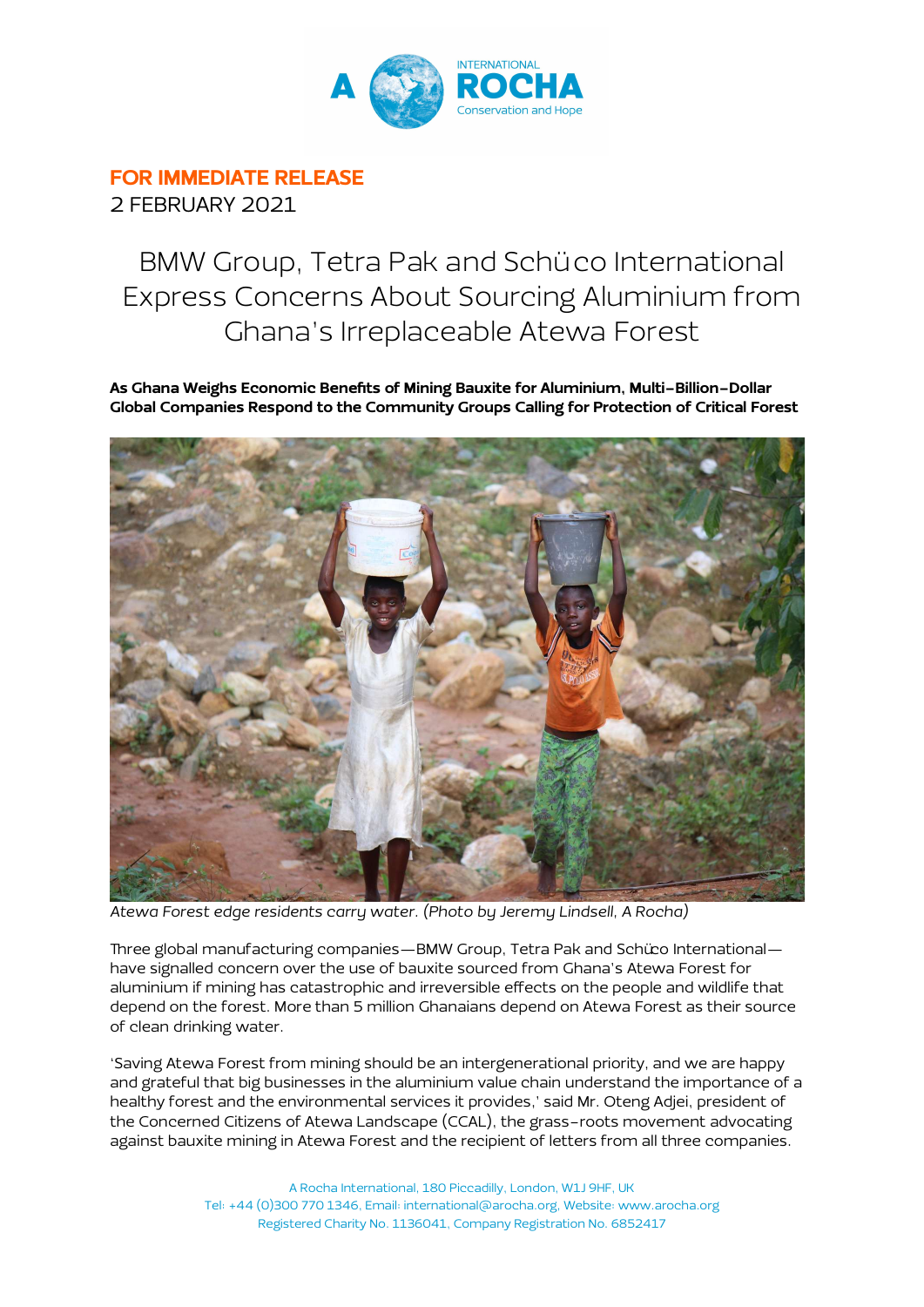**FOR IMMEDIATE RELEASE**
2 FEBRUARY 2021

# BMW Group, Tetra Pak and Schüco International Express Concerns About Sourcing Aluminium from Ghana's Irreplaceable Atewa Forest

**As Ghana Weighs Economic Benefits of Mining Bauxite for Aluminium, Multi-Billion-Dollar Global Companies Respond to the Community Groups Calling for Protection of Critical Forest**

*Atewa Forest edge residents carry water. (Photo by Jeremy Lindsell, A Rocha)*

Three global manufacturing companies—BMW Group, Tetra Pak and Schüco International—have signalled concern over the use of bauxite sourced from Ghana's Atewa Forest for aluminium if mining has catastrophic and irreversible effects on the people and wildlife that depend on the forest. More than 5 million Ghanaians depend on Atewa Forest as their source of clean drinking water.

'Saving Atewa Forest from mining should be an intergenerational priority, and we are happy and grateful that big businesses in the aluminium value chain understand the importance of a healthy forest and the environmental services it provides,' said Mr. Oteng Adjei, president of the Concerned Citizens of Atewa Landscape (CCAL), the grass-roots movement advocating against bauxite mining in Atewa Forest and the recipient of letters from all three companies.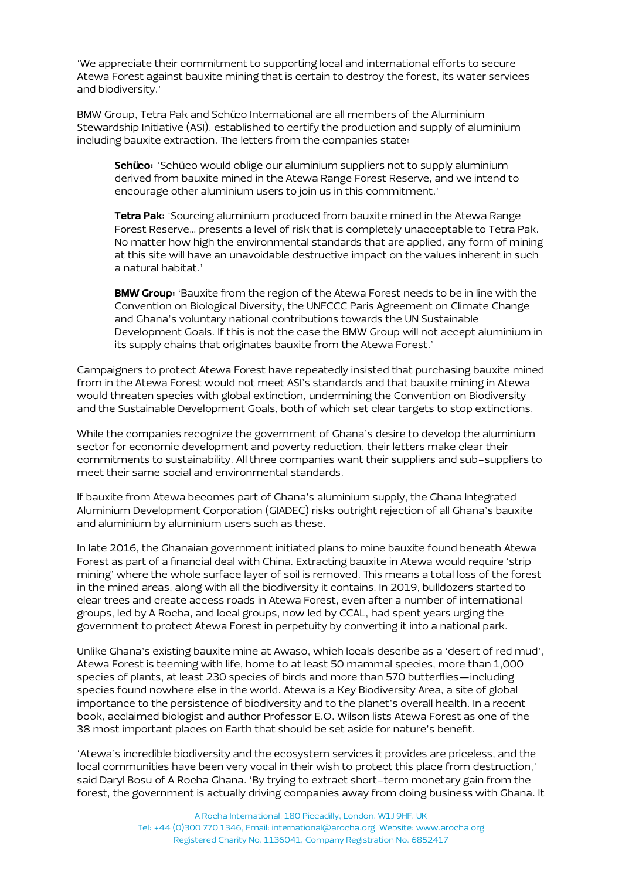'We appreciate their commitment to supporting local and international efforts to secure Atewa Forest against bauxite mining that is certain to destroy the forest, its water services and biodiversity.'

BMW Group, Tetra Pak and Schüco International are all members of the Aluminium Stewardship Initiative (ASI), established to certify the production and supply of aluminium including bauxite extraction. The letters from the companies state:

> **Schüco:** 'Schüco would oblige our aluminium suppliers not to supply aluminium derived from bauxite mined in the Atewa Range Forest Reserve, and we intend to encourage other aluminium users to join us in this commitment.'
>
> **Tetra Pak:** 'Sourcing aluminium produced from bauxite mined in the Atewa Range Forest Reserve… presents a level of risk that is completely unacceptable to Tetra Pak. No matter how high the environmental standards that are applied, any form of mining at this site will have an unavoidable destructive impact on the values inherent in such a natural habitat.'
>
> **BMW Group:** 'Bauxite from the region of the Atewa Forest needs to be in line with the Convention on Biological Diversity, the UNFCCC Paris Agreement on Climate Change and Ghana's voluntary national contributions towards the UN Sustainable Development Goals. If this is not the case the BMW Group will not accept aluminium in its supply chains that originates bauxite from the Atewa Forest.'

Campaigners to protect Atewa Forest have repeatedly insisted that purchasing bauxite mined from in the Atewa Forest would not meet ASI's standards and that bauxite mining in Atewa would threaten species with global extinction, undermining the Convention on Biodiversity and the Sustainable Development Goals, both of which set clear targets to stop extinctions.

While the companies recognize the government of Ghana's desire to develop the aluminium sector for economic development and poverty reduction, their letters make clear their commitments to sustainability. All three companies want their suppliers and sub-suppliers to meet their same social and environmental standards.

If bauxite from Atewa becomes part of Ghana's aluminium supply, the Ghana Integrated Aluminium Development Corporation (GIADEC) risks outright rejection of all Ghana's bauxite and aluminium by aluminium users such as these.

In late 2016, the Ghanaian government initiated plans to mine bauxite found beneath Atewa Forest as part of a financial deal with China. Extracting bauxite in Atewa would require 'strip mining' where the whole surface layer of soil is removed. This means a total loss of the forest in the mined areas, along with all the biodiversity it contains. In 2019, bulldozers started to clear trees and create access roads in Atewa Forest, even after a number of international groups, led by A Rocha, and local groups, now led by CCAL, had spent years urging the government to protect Atewa Forest in perpetuity by converting it into a national park.

Unlike Ghana's existing bauxite mine at Awaso, which locals describe as a 'desert of red mud', Atewa Forest is teeming with life, home to at least 50 mammal species, more than 1,000 species of plants, at least 230 species of birds and more than 570 butterflies—including species found nowhere else in the world. Atewa is a Key Biodiversity Area, a site of global importance to the persistence of biodiversity and to the planet's overall health. In a recent book, acclaimed biologist and author Professor E.O. Wilson lists Atewa Forest as one of the 38 most important places on Earth that should be set aside for nature's benefit.

'Atewa's incredible biodiversity and the ecosystem services it provides are priceless, and the local communities have been very vocal in their wish to protect this place from destruction,' said Daryl Bosu of A Rocha Ghana. 'By trying to extract short-term monetary gain from the forest, the government is actually driving companies away from doing business with Ghana. It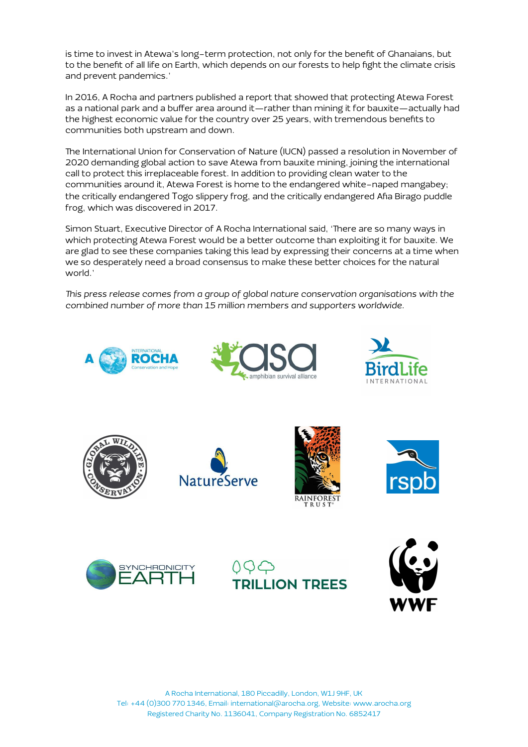is time to invest in Atewa's long-term protection, not only for the benefit of Ghanaians, but to the benefit of all life on Earth, which depends on our forests to help fight the climate crisis and prevent pandemics.'

In 2016, A Rocha and partners published a report that showed that protecting Atewa Forest as a national park and a buffer area around it—rather than mining it for bauxite—actually had the highest economic value for the country over 25 years, with tremendous benefits to communities both upstream and down.

The International Union for Conservation of Nature (IUCN) passed a resolution in November of 2020 demanding global action to save Atewa from bauxite mining, joining the international call to protect this irreplaceable forest. In addition to providing clean water to the communities around it, Atewa Forest is home to the endangered white-naped mangabey; the critically endangered Togo slippery frog, and the critically endangered Afia Birago puddle frog, which was discovered in 2017.

Simon Stuart, Executive Director of A Rocha International said, 'There are so many ways in which protecting Atewa Forest would be a better outcome than exploiting it for bauxite. We are glad to see these companies taking this lead by expressing their concerns at a time when we so desperately need a broad consensus to make these better choices for the natural world.'

*This press release comes from a group of global nature conservation organisations with the combined number of more than 15 million members and supporters worldwide.*

A Rocha International, 180 Piccadilly, London, W1J 9HF, UK
Tel: +44 (0)300 770 1346, Email: international@arocha.org, Website: www.arocha.org
Registered Charity No. 1136041, Company Registration No. 6852417